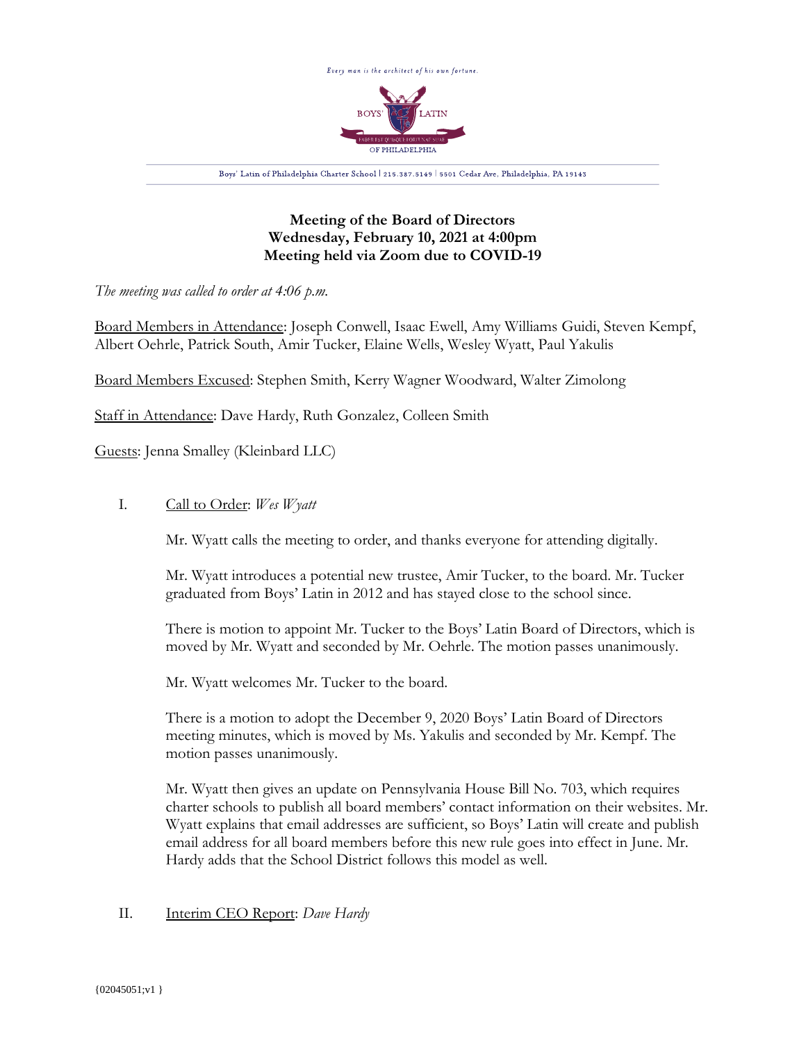Every man is the architect of his own fortune.

BOYS' LATIN

FABER EST QUISQUE FORTUNAE SUAE

OF PHILADELPHIA

Boys' Latin of Philadelphia Charter School | 215.387.5149 | 5501 Cedar Ave, Philadelphia, PA 19143

**Meeting of the Board of Directors**
**Wednesday, February 10, 2021 at 4:00pm**
**Meeting held via Zoom due to COVID-19**

*The meeting was called to order at 4:06 p.m.*

Board Members in Attendance: Joseph Conwell, Isaac Ewell, Amy Williams Guidi, Steven Kempf, Albert Oehrle, Patrick South, Amir Tucker, Elaine Wells, Wesley Wyatt, Paul Yakulis

Board Members Excused: Stephen Smith, Kerry Wagner Woodward, Walter Zimolong

Staff in Attendance: Dave Hardy, Ruth Gonzalez, Colleen Smith

Guests: Jenna Smalley (Kleinbard LLC)

I. Call to Order: *Wes Wyatt*

Mr. Wyatt calls the meeting to order, and thanks everyone for attending digitally.

Mr. Wyatt introduces a potential new trustee, Amir Tucker, to the board. Mr. Tucker graduated from Boys' Latin in 2012 and has stayed close to the school since.

There is motion to appoint Mr. Tucker to the Boys' Latin Board of Directors, which is moved by Mr. Wyatt and seconded by Mr. Oehrle. The motion passes unanimously.

Mr. Wyatt welcomes Mr. Tucker to the board.

There is a motion to adopt the December 9, 2020 Boys' Latin Board of Directors meeting minutes, which is moved by Ms. Yakulis and seconded by Mr. Kempf. The motion passes unanimously.

Mr. Wyatt then gives an update on Pennsylvania House Bill No. 703, which requires charter schools to publish all board members' contact information on their websites. Mr. Wyatt explains that email addresses are sufficient, so Boys' Latin will create and publish email address for all board members before this new rule goes into effect in June. Mr. Hardy adds that the School District follows this model as well.

II. Interim CEO Report: *Dave Hardy*

{02045051;v1 }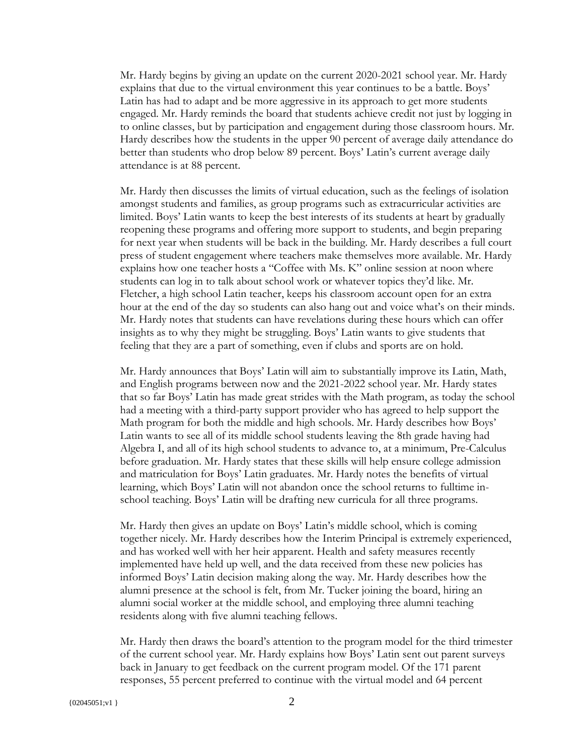Mr. Hardy begins by giving an update on the current 2020-2021 school year. Mr. Hardy explains that due to the virtual environment this year continues to be a battle. Boys' Latin has had to adapt and be more aggressive in its approach to get more students engaged. Mr. Hardy reminds the board that students achieve credit not just by logging in to online classes, but by participation and engagement during those classroom hours. Mr. Hardy describes how the students in the upper 90 percent of average daily attendance do better than students who drop below 89 percent. Boys' Latin's current average daily attendance is at 88 percent.

Mr. Hardy then discusses the limits of virtual education, such as the feelings of isolation amongst students and families, as group programs such as extracurricular activities are limited. Boys' Latin wants to keep the best interests of its students at heart by gradually reopening these programs and offering more support to students, and begin preparing for next year when students will be back in the building. Mr. Hardy describes a full court press of student engagement where teachers make themselves more available. Mr. Hardy explains how one teacher hosts a "Coffee with Ms. K" online session at noon where students can log in to talk about school work or whatever topics they'd like. Mr. Fletcher, a high school Latin teacher, keeps his classroom account open for an extra hour at the end of the day so students can also hang out and voice what's on their minds. Mr. Hardy notes that students can have revelations during these hours which can offer insights as to why they might be struggling. Boys' Latin wants to give students that feeling that they are a part of something, even if clubs and sports are on hold.

Mr. Hardy announces that Boys' Latin will aim to substantially improve its Latin, Math, and English programs between now and the 2021-2022 school year. Mr. Hardy states that so far Boys' Latin has made great strides with the Math program, as today the school had a meeting with a third-party support provider who has agreed to help support the Math program for both the middle and high schools. Mr. Hardy describes how Boys' Latin wants to see all of its middle school students leaving the 8th grade having had Algebra I, and all of its high school students to advance to, at a minimum, Pre-Calculus before graduation. Mr. Hardy states that these skills will help ensure college admission and matriculation for Boys' Latin graduates. Mr. Hardy notes the benefits of virtual learning, which Boys' Latin will not abandon once the school returns to fulltime in-school teaching. Boys' Latin will be drafting new curricula for all three programs.

Mr. Hardy then gives an update on Boys' Latin's middle school, which is coming together nicely. Mr. Hardy describes how the Interim Principal is extremely experienced, and has worked well with her heir apparent. Health and safety measures recently implemented have held up well, and the data received from these new policies has informed Boys' Latin decision making along the way. Mr. Hardy describes how the alumni presence at the school is felt, from Mr. Tucker joining the board, hiring an alumni social worker at the middle school, and employing three alumni teaching residents along with five alumni teaching fellows.

Mr. Hardy then draws the board's attention to the program model for the third trimester of the current school year. Mr. Hardy explains how Boys' Latin sent out parent surveys back in January to get feedback on the current program model. Of the 171 parent responses, 55 percent preferred to continue with the virtual model and 64 percent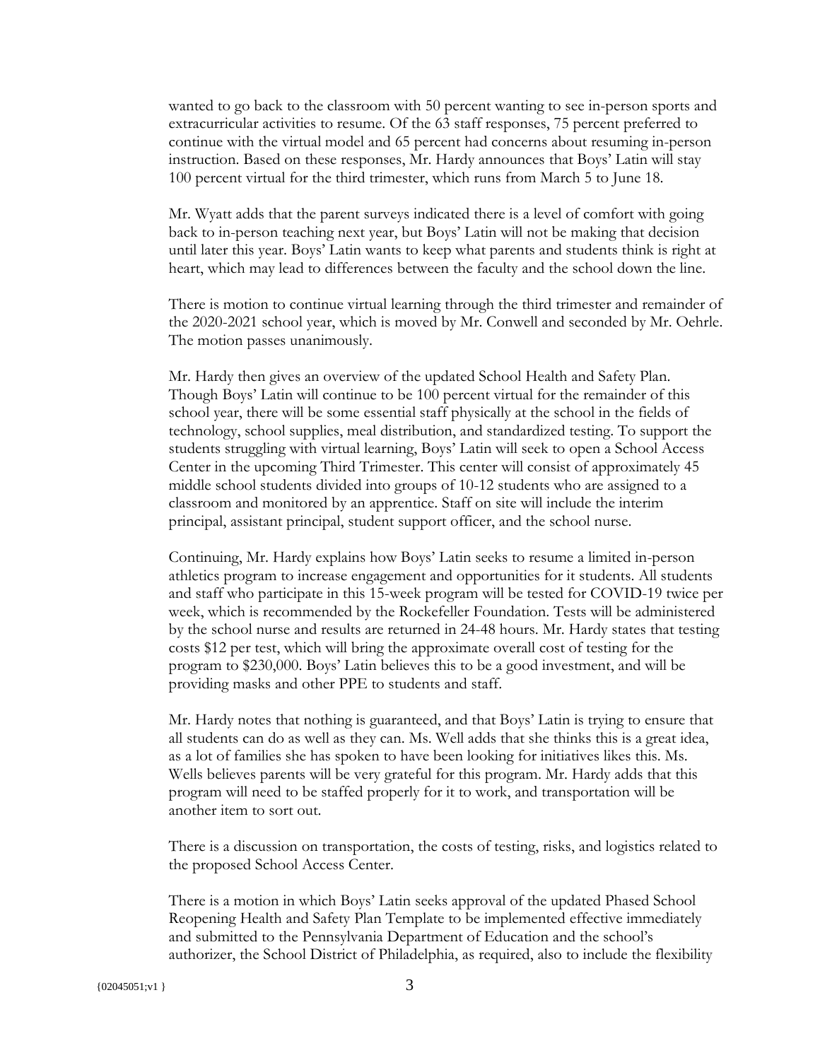wanted to go back to the classroom with 50 percent wanting to see in-person sports and extracurricular activities to resume. Of the 63 staff responses, 75 percent preferred to continue with the virtual model and 65 percent had concerns about resuming in-person instruction. Based on these responses, Mr. Hardy announces that Boys' Latin will stay 100 percent virtual for the third trimester, which runs from March 5 to June 18.

Mr. Wyatt adds that the parent surveys indicated there is a level of comfort with going back to in-person teaching next year, but Boys' Latin will not be making that decision until later this year. Boys' Latin wants to keep what parents and students think is right at heart, which may lead to differences between the faculty and the school down the line.

There is motion to continue virtual learning through the third trimester and remainder of the 2020-2021 school year, which is moved by Mr. Conwell and seconded by Mr. Oehrle. The motion passes unanimously.

Mr. Hardy then gives an overview of the updated School Health and Safety Plan. Though Boys' Latin will continue to be 100 percent virtual for the remainder of this school year, there will be some essential staff physically at the school in the fields of technology, school supplies, meal distribution, and standardized testing. To support the students struggling with virtual learning, Boys' Latin will seek to open a School Access Center in the upcoming Third Trimester. This center will consist of approximately 45 middle school students divided into groups of 10-12 students who are assigned to a classroom and monitored by an apprentice. Staff on site will include the interim principal, assistant principal, student support officer, and the school nurse.

Continuing, Mr. Hardy explains how Boys' Latin seeks to resume a limited in-person athletics program to increase engagement and opportunities for it students. All students and staff who participate in this 15-week program will be tested for COVID-19 twice per week, which is recommended by the Rockefeller Foundation. Tests will be administered by the school nurse and results are returned in 24-48 hours. Mr. Hardy states that testing costs $12 per test, which will bring the approximate overall cost of testing for the program to $230,000. Boys' Latin believes this to be a good investment, and will be providing masks and other PPE to students and staff.

Mr. Hardy notes that nothing is guaranteed, and that Boys' Latin is trying to ensure that all students can do as well as they can. Ms. Well adds that she thinks this is a great idea, as a lot of families she has spoken to have been looking for initiatives likes this. Ms. Wells believes parents will be very grateful for this program. Mr. Hardy adds that this program will need to be staffed properly for it to work, and transportation will be another item to sort out.

There is a discussion on transportation, the costs of testing, risks, and logistics related to the proposed School Access Center.

There is a motion in which Boys' Latin seeks approval of the updated Phased School Reopening Health and Safety Plan Template to be implemented effective immediately and submitted to the Pennsylvania Department of Education and the school's authorizer, the School District of Philadelphia, as required, also to include the flexibility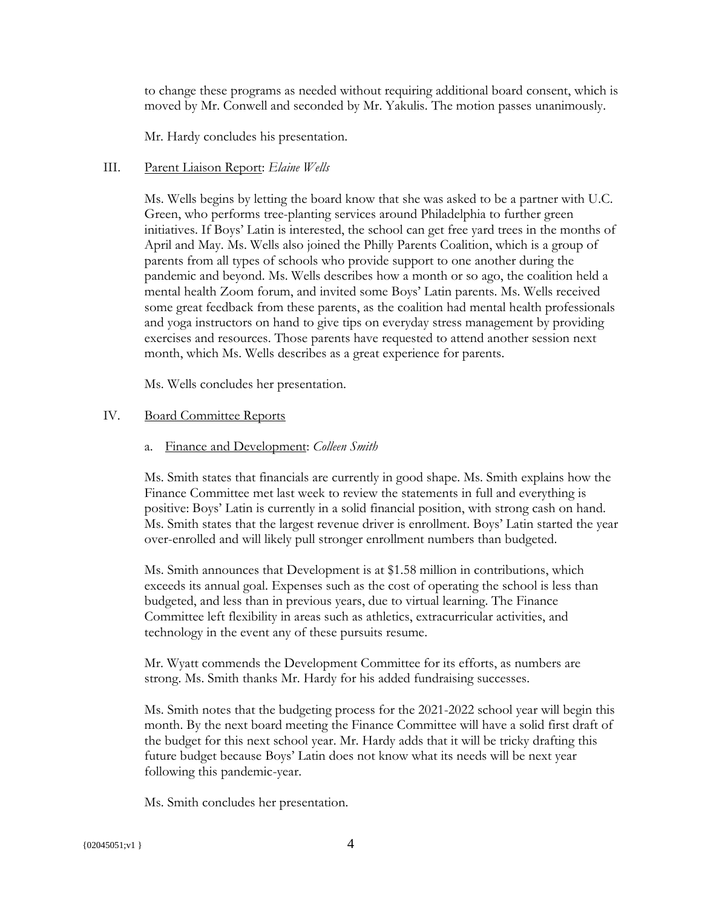to change these programs as needed without requiring additional board consent, which is moved by Mr. Conwell and seconded by Mr. Yakulis. The motion passes unanimously.

Mr. Hardy concludes his presentation.

III. <u>Parent Liaison Report</u>: *Elaine Wells*

Ms. Wells begins by letting the board know that she was asked to be a partner with U.C. Green, who performs tree-planting services around Philadelphia to further green initiatives. If Boys' Latin is interested, the school can get free yard trees in the months of April and May. Ms. Wells also joined the Philly Parents Coalition, which is a group of parents from all types of schools who provide support to one another during the pandemic and beyond. Ms. Wells describes how a month or so ago, the coalition held a mental health Zoom forum, and invited some Boys' Latin parents. Ms. Wells received some great feedback from these parents, as the coalition had mental health professionals and yoga instructors on hand to give tips on everyday stress management by providing exercises and resources. Those parents have requested to attend another session next month, which Ms. Wells describes as a great experience for parents.

Ms. Wells concludes her presentation.

IV. <u>Board Committee Reports</u>

a. <u>Finance and Development</u>: *Colleen Smith*

Ms. Smith states that financials are currently in good shape. Ms. Smith explains how the Finance Committee met last week to review the statements in full and everything is positive: Boys' Latin is currently in a solid financial position, with strong cash on hand. Ms. Smith states that the largest revenue driver is enrollment. Boys' Latin started the year over-enrolled and will likely pull stronger enrollment numbers than budgeted.

Ms. Smith announces that Development is at $1.58 million in contributions, which exceeds its annual goal. Expenses such as the cost of operating the school is less than budgeted, and less than in previous years, due to virtual learning. The Finance Committee left flexibility in areas such as athletics, extracurricular activities, and technology in the event any of these pursuits resume.

Mr. Wyatt commends the Development Committee for its efforts, as numbers are strong. Ms. Smith thanks Mr. Hardy for his added fundraising successes.

Ms. Smith notes that the budgeting process for the 2021-2022 school year will begin this month. By the next board meeting the Finance Committee will have a solid first draft of the budget for this next school year. Mr. Hardy adds that it will be tricky drafting this future budget because Boys' Latin does not know what its needs will be next year following this pandemic-year.

Ms. Smith concludes her presentation.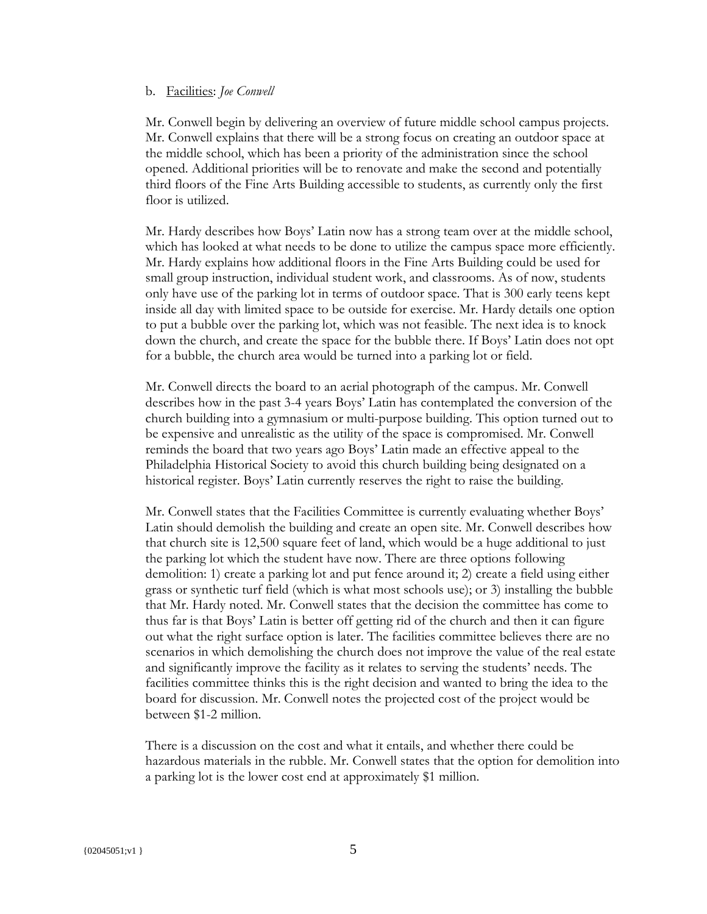b. Facilities: *Joe Conwell*

Mr. Conwell begin by delivering an overview of future middle school campus projects. Mr. Conwell explains that there will be a strong focus on creating an outdoor space at the middle school, which has been a priority of the administration since the school opened. Additional priorities will be to renovate and make the second and potentially third floors of the Fine Arts Building accessible to students, as currently only the first floor is utilized.

Mr. Hardy describes how Boys' Latin now has a strong team over at the middle school, which has looked at what needs to be done to utilize the campus space more efficiently. Mr. Hardy explains how additional floors in the Fine Arts Building could be used for small group instruction, individual student work, and classrooms. As of now, students only have use of the parking lot in terms of outdoor space. That is 300 early teens kept inside all day with limited space to be outside for exercise. Mr. Hardy details one option to put a bubble over the parking lot, which was not feasible. The next idea is to knock down the church, and create the space for the bubble there. If Boys' Latin does not opt for a bubble, the church area would be turned into a parking lot or field.

Mr. Conwell directs the board to an aerial photograph of the campus. Mr. Conwell describes how in the past 3-4 years Boys' Latin has contemplated the conversion of the church building into a gymnasium or multi-purpose building. This option turned out to be expensive and unrealistic as the utility of the space is compromised. Mr. Conwell reminds the board that two years ago Boys' Latin made an effective appeal to the Philadelphia Historical Society to avoid this church building being designated on a historical register. Boys' Latin currently reserves the right to raise the building.

Mr. Conwell states that the Facilities Committee is currently evaluating whether Boys' Latin should demolish the building and create an open site. Mr. Conwell describes how that church site is 12,500 square feet of land, which would be a huge additional to just the parking lot which the student have now. There are three options following demolition: 1) create a parking lot and put fence around it; 2) create a field using either grass or synthetic turf field (which is what most schools use); or 3) installing the bubble that Mr. Hardy noted. Mr. Conwell states that the decision the committee has come to thus far is that Boys' Latin is better off getting rid of the church and then it can figure out what the right surface option is later. The facilities committee believes there are no scenarios in which demolishing the church does not improve the value of the real estate and significantly improve the facility as it relates to serving the students' needs. The facilities committee thinks this is the right decision and wanted to bring the idea to the board for discussion. Mr. Conwell notes the projected cost of the project would be between $1-2 million.

There is a discussion on the cost and what it entails, and whether there could be hazardous materials in the rubble. Mr. Conwell states that the option for demolition into a parking lot is the lower cost end at approximately $1 million.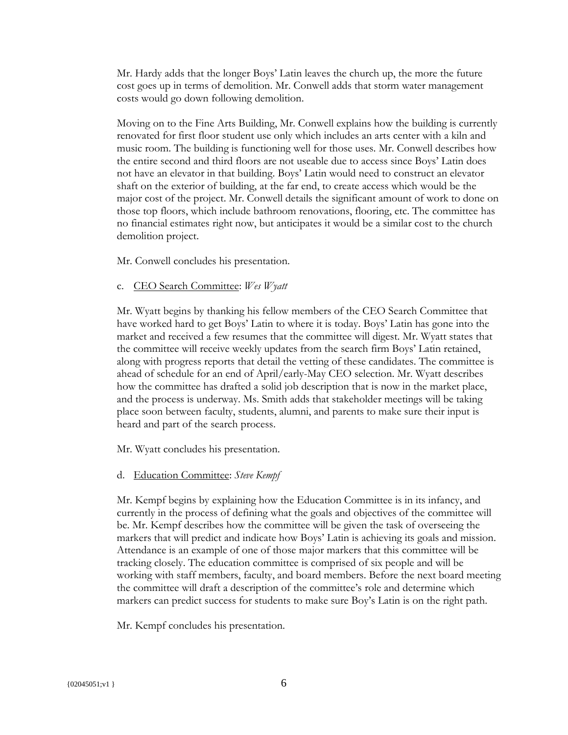Mr. Hardy adds that the longer Boys' Latin leaves the church up, the more the future cost goes up in terms of demolition. Mr. Conwell adds that storm water management costs would go down following demolition.

Moving on to the Fine Arts Building, Mr. Conwell explains how the building is currently renovated for first floor student use only which includes an arts center with a kiln and music room. The building is functioning well for those uses. Mr. Conwell describes how the entire second and third floors are not useable due to access since Boys' Latin does not have an elevator in that building. Boys' Latin would need to construct an elevator shaft on the exterior of building, at the far end, to create access which would be the major cost of the project. Mr. Conwell details the significant amount of work to done on those top floors, which include bathroom renovations, flooring, etc. The committee has no financial estimates right now, but anticipates it would be a similar cost to the church demolition project.

Mr. Conwell concludes his presentation.

c. <u>CEO Search Committee</u>: *Wes Wyatt*

Mr. Wyatt begins by thanking his fellow members of the CEO Search Committee that have worked hard to get Boys' Latin to where it is today. Boys' Latin has gone into the market and received a few resumes that the committee will digest. Mr. Wyatt states that the committee will receive weekly updates from the search firm Boys' Latin retained, along with progress reports that detail the vetting of these candidates. The committee is ahead of schedule for an end of April/early-May CEO selection. Mr. Wyatt describes how the committee has drafted a solid job description that is now in the market place, and the process is underway. Ms. Smith adds that stakeholder meetings will be taking place soon between faculty, students, alumni, and parents to make sure their input is heard and part of the search process.

Mr. Wyatt concludes his presentation.

d. <u>Education Committee</u>: *Steve Kempf*

Mr. Kempf begins by explaining how the Education Committee is in its infancy, and currently in the process of defining what the goals and objectives of the committee will be. Mr. Kempf describes how the committee will be given the task of overseeing the markers that will predict and indicate how Boys' Latin is achieving its goals and mission. Attendance is an example of one of those major markers that this committee will be tracking closely. The education committee is comprised of six people and will be working with staff members, faculty, and board members. Before the next board meeting the committee will draft a description of the committee's role and determine which markers can predict success for students to make sure Boy's Latin is on the right path.

Mr. Kempf concludes his presentation.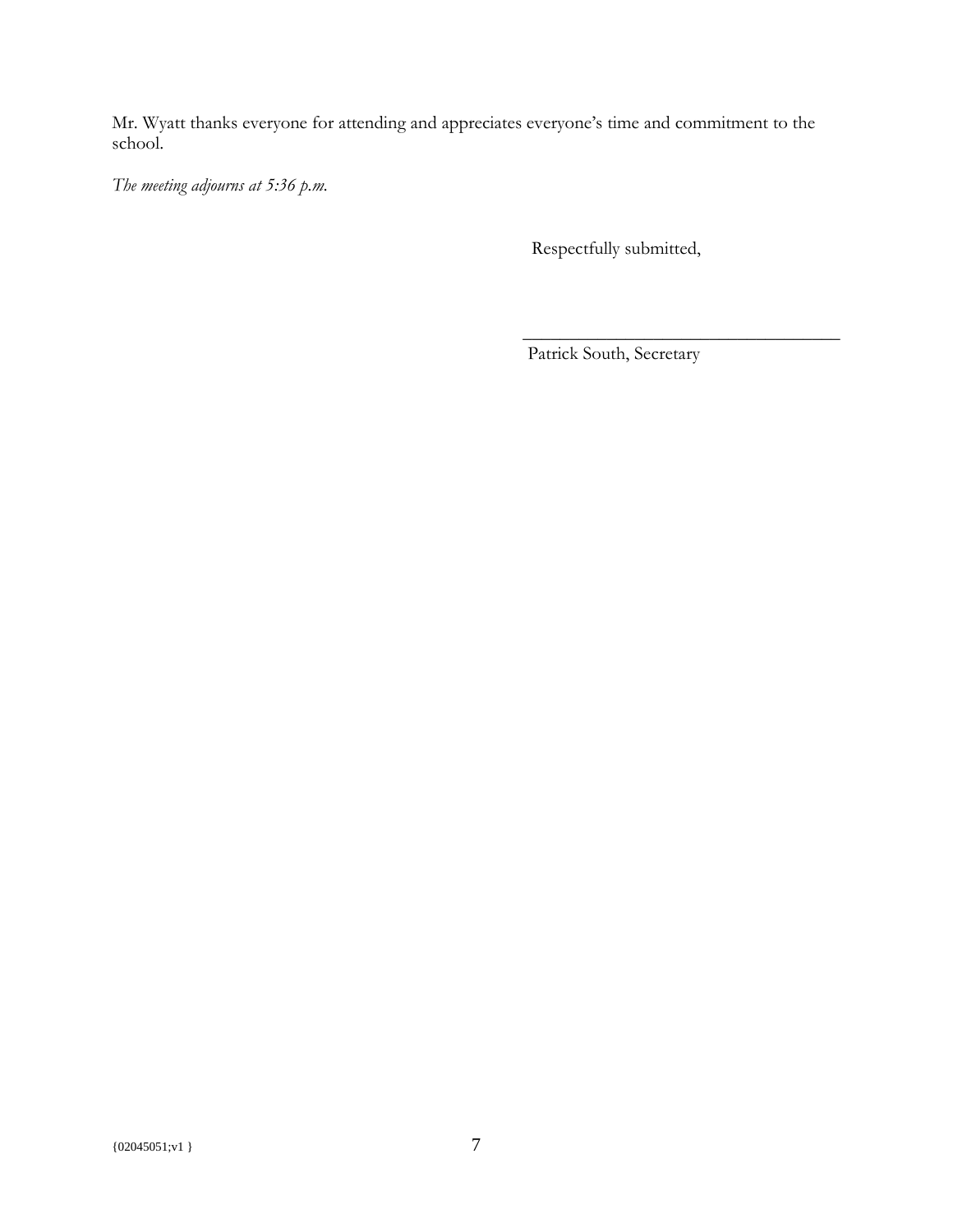Mr. Wyatt thanks everyone for attending and appreciates everyone's time and commitment to the school.

*The meeting adjourns at 5:36 p.m.*

Respectfully submitted,

_____________________________________

Patrick South, Secretary

{02045051;v1 }